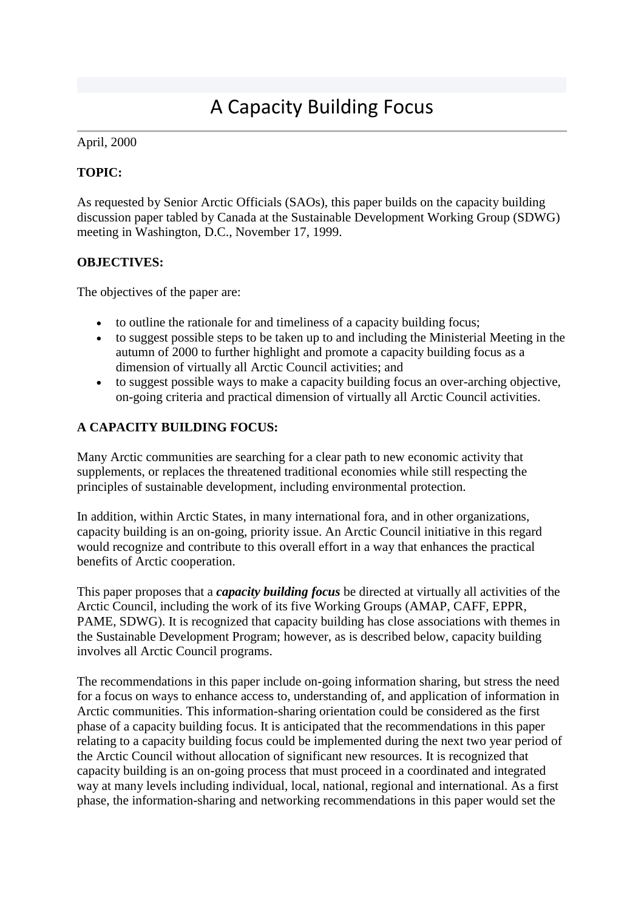# A Capacity Building Focus

April, 2000

**TOPIC:**

As requested by Senior Arctic Officials (SAOs), this paper builds on the capacity building discussion paper tabled by Canada at the Sustainable Development Working Group (SDWG) meeting in Washington, D.C., November 17, 1999.

**OBJECTIVES:**

The objectives of the paper are:

- to outline the rationale for and timeliness of a capacity building focus;
- to suggest possible steps to be taken up to and including the Ministerial Meeting in the autumn of 2000 to further highlight and promote a capacity building focus as a dimension of virtually all Arctic Council activities; and
- to suggest possible ways to make a capacity building focus an over-arching objective, on-going criteria and practical dimension of virtually all Arctic Council activities.

**A CAPACITY BUILDING FOCUS:**

Many Arctic communities are searching for a clear path to new economic activity that supplements, or replaces the threatened traditional economies while still respecting the principles of sustainable development, including environmental protection.

In addition, within Arctic States, in many international fora, and in other organizations, capacity building is an on-going, priority issue. An Arctic Council initiative in this regard would recognize and contribute to this overall effort in a way that enhances the practical benefits of Arctic cooperation.

This paper proposes that a ***capacity building focus*** be directed at virtually all activities of the Arctic Council, including the work of its five Working Groups (AMAP, CAFF, EPPR, PAME, SDWG). It is recognized that capacity building has close associations with themes in the Sustainable Development Program; however, as is described below, capacity building involves all Arctic Council programs.

The recommendations in this paper include on-going information sharing, but stress the need for a focus on ways to enhance access to, understanding of, and application of information in Arctic communities. This information-sharing orientation could be considered as the first phase of a capacity building focus. It is anticipated that the recommendations in this paper relating to a capacity building focus could be implemented during the next two year period of the Arctic Council without allocation of significant new resources. It is recognized that capacity building is an on-going process that must proceed in a coordinated and integrated way at many levels including individual, local, national, regional and international. As a first phase, the information-sharing and networking recommendations in this paper would set the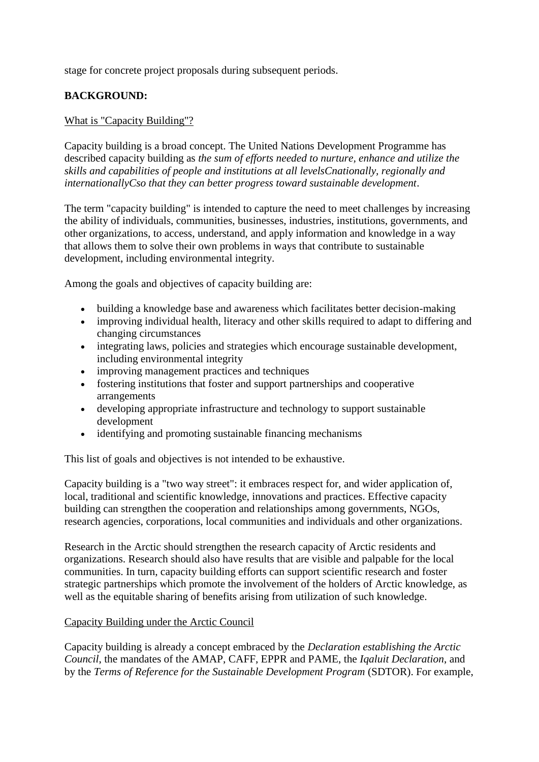stage for concrete project proposals during subsequent periods.

**BACKGROUND:**

What is "Capacity Building"?

Capacity building is a broad concept. The United Nations Development Programme has described capacity building as *the sum of efforts needed to nurture, enhance and utilize the skills and capabilities of people and institutions at all levelsCnationally, regionally and internationallyCso that they can better progress toward sustainable development*.

The term "capacity building" is intended to capture the need to meet challenges by increasing the ability of individuals, communities, businesses, industries, institutions, governments, and other organizations, to access, understand, and apply information and knowledge in a way that allows them to solve their own problems in ways that contribute to sustainable development, including environmental integrity.

Among the goals and objectives of capacity building are:

- building a knowledge base and awareness which facilitates better decision-making
- improving individual health, literacy and other skills required to adapt to differing and changing circumstances
- integrating laws, policies and strategies which encourage sustainable development, including environmental integrity
- improving management practices and techniques
- fostering institutions that foster and support partnerships and cooperative arrangements
- developing appropriate infrastructure and technology to support sustainable development
- identifying and promoting sustainable financing mechanisms

This list of goals and objectives is not intended to be exhaustive.

Capacity building is a "two way street": it embraces respect for, and wider application of, local, traditional and scientific knowledge, innovations and practices. Effective capacity building can strengthen the cooperation and relationships among governments, NGOs, research agencies, corporations, local communities and individuals and other organizations.

Research in the Arctic should strengthen the research capacity of Arctic residents and organizations. Research should also have results that are visible and palpable for the local communities. In turn, capacity building efforts can support scientific research and foster strategic partnerships which promote the involvement of the holders of Arctic knowledge, as well as the equitable sharing of benefits arising from utilization of such knowledge.

Capacity Building under the Arctic Council

Capacity building is already a concept embraced by the *Declaration establishing the Arctic Council*, the mandates of the AMAP, CAFF, EPPR and PAME, the *Iqaluit Declaration*, and by the *Terms of Reference for the Sustainable Development Program* (SDTOR). For example,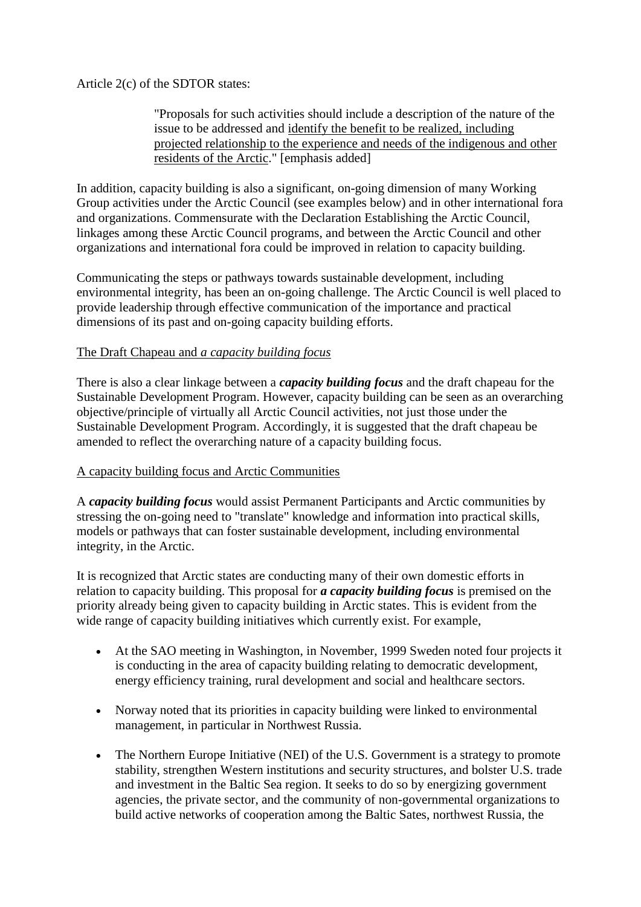Article 2(c) of the SDTOR states:

> "Proposals for such activities should include a description of the nature of the issue to be addressed and <u>identify the benefit to be realized, including projected relationship to the experience and needs of the indigenous and other residents of the Arctic</u>." [emphasis added]

In addition, capacity building is also a significant, on-going dimension of many Working Group activities under the Arctic Council (see examples below) and in other international fora and organizations. Commensurate with the Declaration Establishing the Arctic Council, linkages among these Arctic Council programs, and between the Arctic Council and other organizations and international fora could be improved in relation to capacity building.

Communicating the steps or pathways towards sustainable development, including environmental integrity, has been an on-going challenge. The Arctic Council is well placed to provide leadership through effective communication of the importance and practical dimensions of its past and on-going capacity building efforts.

<u>The Draft Chapeau and *a capacity building focus*</u>

There is also a clear linkage between a ***capacity building focus*** and the draft chapeau for the Sustainable Development Program. However, capacity building can be seen as an overarching objective/principle of virtually all Arctic Council activities, not just those under the Sustainable Development Program. Accordingly, it is suggested that the draft chapeau be amended to reflect the overarching nature of a capacity building focus.

<u>A capacity building focus and Arctic Communities</u>

A ***capacity building focus*** would assist Permanent Participants and Arctic communities by stressing the on-going need to "translate" knowledge and information into practical skills, models or pathways that can foster sustainable development, including environmental integrity, in the Arctic.

It is recognized that Arctic states are conducting many of their own domestic efforts in relation to capacity building. This proposal for ***a capacity building focus*** is premised on the priority already being given to capacity building in Arctic states. This is evident from the wide range of capacity building initiatives which currently exist. For example,

- At the SAO meeting in Washington, in November, 1999 Sweden noted four projects it is conducting in the area of capacity building relating to democratic development, energy efficiency training, rural development and social and healthcare sectors.
- Norway noted that its priorities in capacity building were linked to environmental management, in particular in Northwest Russia.
- The Northern Europe Initiative (NEI) of the U.S. Government is a strategy to promote stability, strengthen Western institutions and security structures, and bolster U.S. trade and investment in the Baltic Sea region. It seeks to do so by energizing government agencies, the private sector, and the community of non-governmental organizations to build active networks of cooperation among the Baltic Sates, northwest Russia, the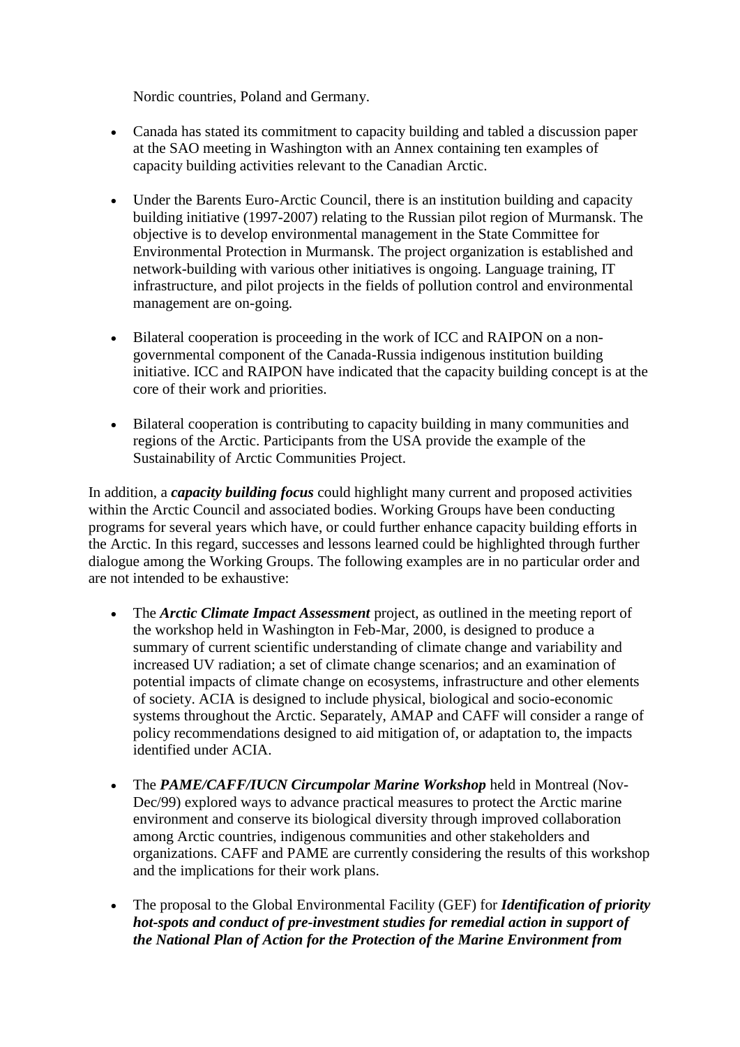Nordic countries, Poland and Germany.

- Canada has stated its commitment to capacity building and tabled a discussion paper at the SAO meeting in Washington with an Annex containing ten examples of capacity building activities relevant to the Canadian Arctic.

- Under the Barents Euro-Arctic Council, there is an institution building and capacity building initiative (1997-2007) relating to the Russian pilot region of Murmansk. The objective is to develop environmental management in the State Committee for Environmental Protection in Murmansk. The project organization is established and network-building with various other initiatives is ongoing. Language training, IT infrastructure, and pilot projects in the fields of pollution control and environmental management are on-going.

- Bilateral cooperation is proceeding in the work of ICC and RAIPON on a non-governmental component of the Canada-Russia indigenous institution building initiative. ICC and RAIPON have indicated that the capacity building concept is at the core of their work and priorities.

- Bilateral cooperation is contributing to capacity building in many communities and regions of the Arctic. Participants from the USA provide the example of the Sustainability of Arctic Communities Project.

In addition, a ***capacity building focus*** could highlight many current and proposed activities within the Arctic Council and associated bodies. Working Groups have been conducting programs for several years which have, or could further enhance capacity building efforts in the Arctic. In this regard, successes and lessons learned could be highlighted through further dialogue among the Working Groups. The following examples are in no particular order and are not intended to be exhaustive:

- The ***Arctic Climate Impact Assessment*** project, as outlined in the meeting report of the workshop held in Washington in Feb-Mar, 2000, is designed to produce a summary of current scientific understanding of climate change and variability and increased UV radiation; a set of climate change scenarios; and an examination of potential impacts of climate change on ecosystems, infrastructure and other elements of society. ACIA is designed to include physical, biological and socio-economic systems throughout the Arctic. Separately, AMAP and CAFF will consider a range of policy recommendations designed to aid mitigation of, or adaptation to, the impacts identified under ACIA.

- The ***PAME/CAFF/IUCN Circumpolar Marine Workshop*** held in Montreal (Nov-Dec/99) explored ways to advance practical measures to protect the Arctic marine environment and conserve its biological diversity through improved collaboration among Arctic countries, indigenous communities and other stakeholders and organizations. CAFF and PAME are currently considering the results of this workshop and the implications for their work plans.

- The proposal to the Global Environmental Facility (GEF) for ***Identification of priority hot-spots and conduct of pre-investment studies for remedial action in support of the National Plan of Action for the Protection of the Marine Environment from***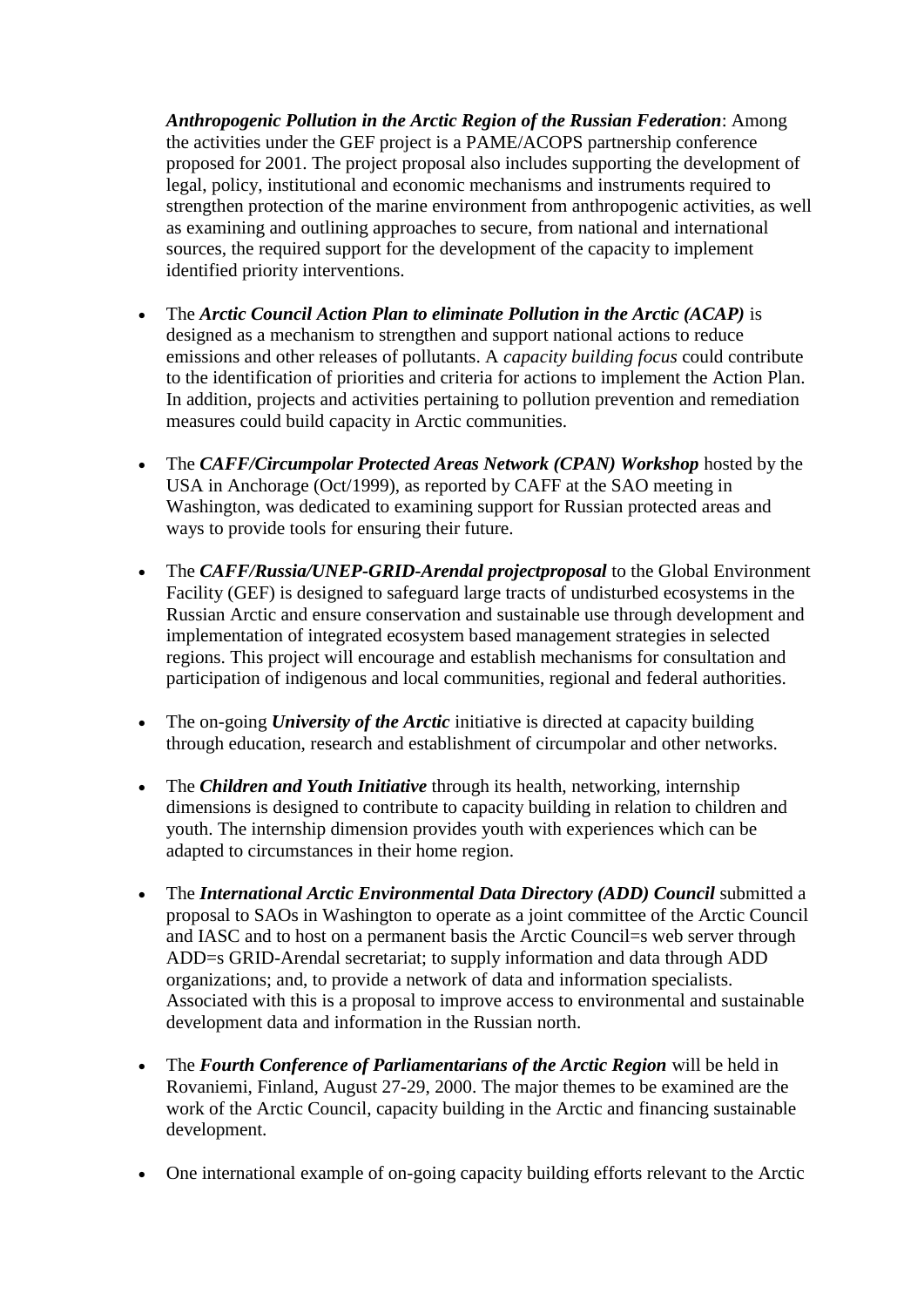***Anthropogenic Pollution in the Arctic Region of the Russian Federation***: Among the activities under the GEF project is a PAME/ACOPS partnership conference proposed for 2001. The project proposal also includes supporting the development of legal, policy, institutional and economic mechanisms and instruments required to strengthen protection of the marine environment from anthropogenic activities, as well as examining and outlining approaches to secure, from national and international sources, the required support for the development of the capacity to implement identified priority interventions.

- The ***Arctic Council Action Plan to eliminate Pollution in the Arctic (ACAP)*** is designed as a mechanism to strengthen and support national actions to reduce emissions and other releases of pollutants. A *capacity building focus* could contribute to the identification of priorities and criteria for actions to implement the Action Plan. In addition, projects and activities pertaining to pollution prevention and remediation measures could build capacity in Arctic communities.

- The ***CAFF/Circumpolar Protected Areas Network (CPAN) Workshop*** hosted by the USA in Anchorage (Oct/1999), as reported by CAFF at the SAO meeting in Washington, was dedicated to examining support for Russian protected areas and ways to provide tools for ensuring their future.

- The ***CAFF/Russia/UNEP-GRID-Arendal projectproposal*** to the Global Environment Facility (GEF) is designed to safeguard large tracts of undisturbed ecosystems in the Russian Arctic and ensure conservation and sustainable use through development and implementation of integrated ecosystem based management strategies in selected regions. This project will encourage and establish mechanisms for consultation and participation of indigenous and local communities, regional and federal authorities.

- The on-going ***University of the Arctic*** initiative is directed at capacity building through education, research and establishment of circumpolar and other networks.

- The ***Children and Youth Initiative*** through its health, networking, internship dimensions is designed to contribute to capacity building in relation to children and youth. The internship dimension provides youth with experiences which can be adapted to circumstances in their home region.

- The ***International Arctic Environmental Data Directory (ADD) Council*** submitted a proposal to SAOs in Washington to operate as a joint committee of the Arctic Council and IASC and to host on a permanent basis the Arctic Council=s web server through ADD=s GRID-Arendal secretariat; to supply information and data through ADD organizations; and, to provide a network of data and information specialists. Associated with this is a proposal to improve access to environmental and sustainable development data and information in the Russian north.

- The ***Fourth Conference of Parliamentarians of the Arctic Region*** will be held in Rovaniemi, Finland, August 27-29, 2000. The major themes to be examined are the work of the Arctic Council, capacity building in the Arctic and financing sustainable development.

- One international example of on-going capacity building efforts relevant to the Arctic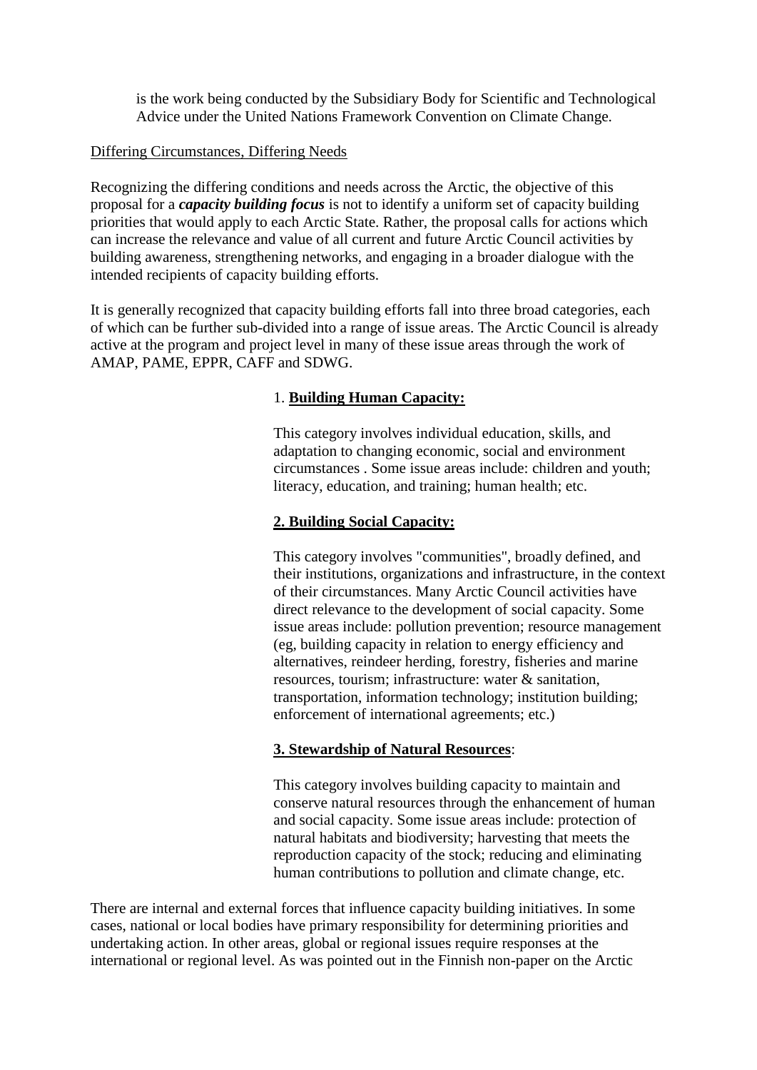is the work being conducted by the Subsidiary Body for Scientific and Technological Advice under the United Nations Framework Convention on Climate Change.

Differing Circumstances, Differing Needs

Recognizing the differing conditions and needs across the Arctic, the objective of this proposal for a ***capacity building focus*** is not to identify a uniform set of capacity building priorities that would apply to each Arctic State. Rather, the proposal calls for actions which can increase the relevance and value of all current and future Arctic Council activities by building awareness, strengthening networks, and engaging in a broader dialogue with the intended recipients of capacity building efforts.

It is generally recognized that capacity building efforts fall into three broad categories, each of which can be further sub-divided into a range of issue areas. The Arctic Council is already active at the program and project level in many of these issue areas through the work of AMAP, PAME, EPPR, CAFF and SDWG.

1. **Building Human Capacity:**

This category involves individual education, skills, and adaptation to changing economic, social and environment circumstances . Some issue areas include: children and youth; literacy, education, and training; human health; etc.

**2. Building Social Capacity:**

This category involves "communities", broadly defined, and their institutions, organizations and infrastructure, in the context of their circumstances. Many Arctic Council activities have direct relevance to the development of social capacity. Some issue areas include: pollution prevention; resource management (eg, building capacity in relation to energy efficiency and alternatives, reindeer herding, forestry, fisheries and marine resources, tourism; infrastructure: water & sanitation, transportation, information technology; institution building; enforcement of international agreements; etc.)

**3. Stewardship of Natural Resources**:

This category involves building capacity to maintain and conserve natural resources through the enhancement of human and social capacity. Some issue areas include: protection of natural habitats and biodiversity; harvesting that meets the reproduction capacity of the stock; reducing and eliminating human contributions to pollution and climate change, etc.

There are internal and external forces that influence capacity building initiatives. In some cases, national or local bodies have primary responsibility for determining priorities and undertaking action. In other areas, global or regional issues require responses at the international or regional level. As was pointed out in the Finnish non-paper on the Arctic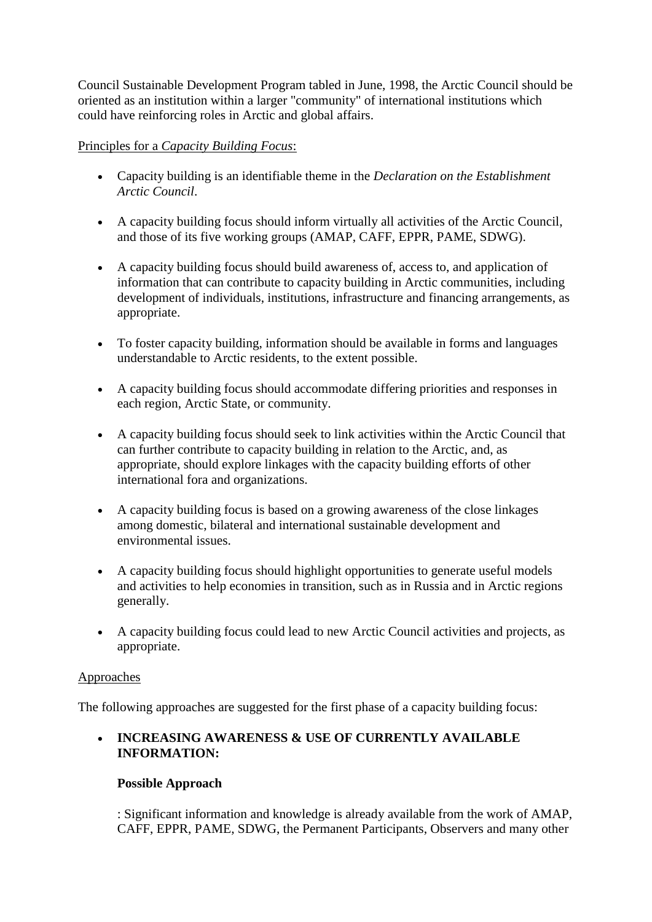Council Sustainable Development Program tabled in June, 1998, the Arctic Council should be oriented as an institution within a larger "community" of international institutions which could have reinforcing roles in Arctic and global affairs.

Principles for a *Capacity Building Focus*:

- Capacity building is an identifiable theme in the *Declaration on the Establishment Arctic Council*.
- A capacity building focus should inform virtually all activities of the Arctic Council, and those of its five working groups (AMAP, CAFF, EPPR, PAME, SDWG).
- A capacity building focus should build awareness of, access to, and application of information that can contribute to capacity building in Arctic communities, including development of individuals, institutions, infrastructure and financing arrangements, as appropriate.
- To foster capacity building, information should be available in forms and languages understandable to Arctic residents, to the extent possible.
- A capacity building focus should accommodate differing priorities and responses in each region, Arctic State, or community.
- A capacity building focus should seek to link activities within the Arctic Council that can further contribute to capacity building in relation to the Arctic, and, as appropriate, should explore linkages with the capacity building efforts of other international fora and organizations.
- A capacity building focus is based on a growing awareness of the close linkages among domestic, bilateral and international sustainable development and environmental issues.
- A capacity building focus should highlight opportunities to generate useful models and activities to help economies in transition, such as in Russia and in Arctic regions generally.
- A capacity building focus could lead to new Arctic Council activities and projects, as appropriate.

Approaches

The following approaches are suggested for the first phase of a capacity building focus:

- **INCREASING AWARENESS & USE OF CURRENTLY AVAILABLE INFORMATION:**

  **Possible Approach**

  : Significant information and knowledge is already available from the work of AMAP, CAFF, EPPR, PAME, SDWG, the Permanent Participants, Observers and many other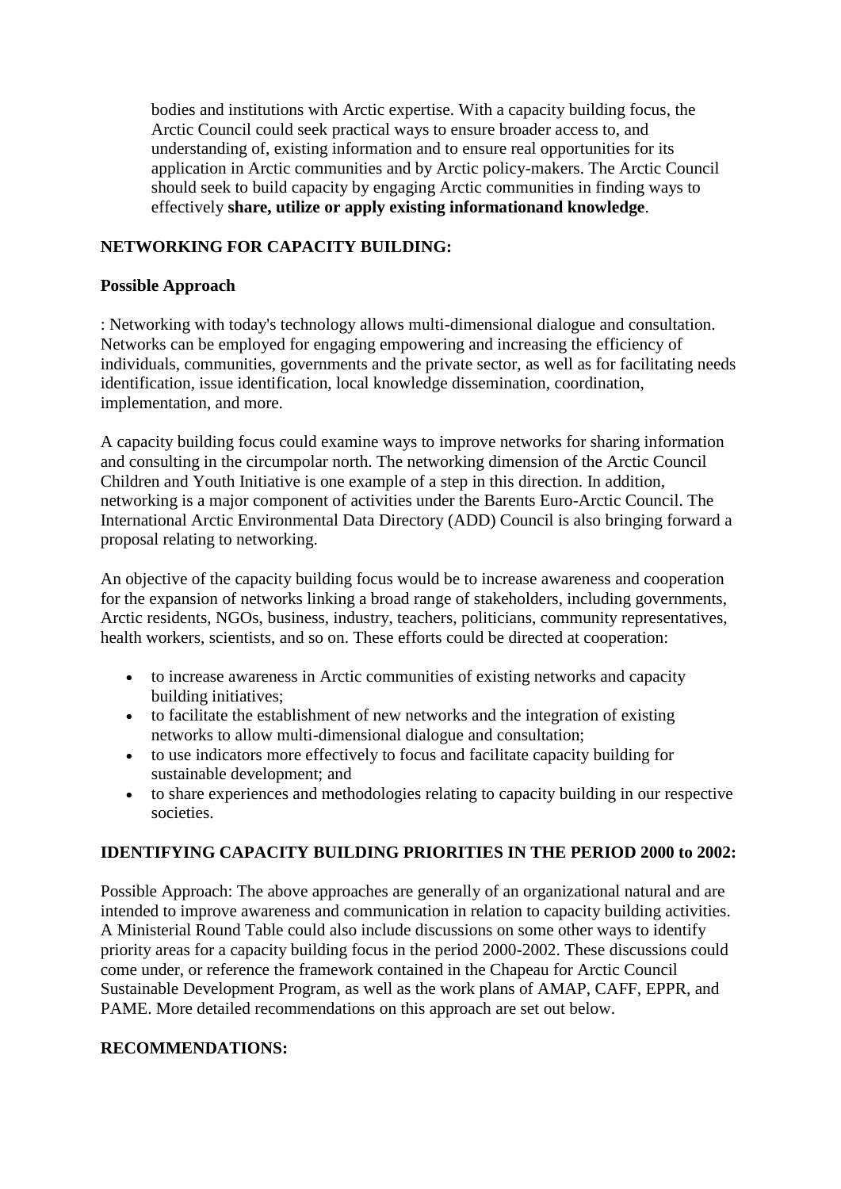bodies and institutions with Arctic expertise. With a capacity building focus, the Arctic Council could seek practical ways to ensure broader access to, and understanding of, existing information and to ensure real opportunities for its application in Arctic communities and by Arctic policy-makers. The Arctic Council should seek to build capacity by engaging Arctic communities in finding ways to effectively **share, utilize or apply existing informationand knowledge**.

**NETWORKING FOR CAPACITY BUILDING:**

**Possible Approach**

: Networking with today's technology allows multi-dimensional dialogue and consultation. Networks can be employed for engaging empowering and increasing the efficiency of individuals, communities, governments and the private sector, as well as for facilitating needs identification, issue identification, local knowledge dissemination, coordination, implementation, and more.

A capacity building focus could examine ways to improve networks for sharing information and consulting in the circumpolar north. The networking dimension of the Arctic Council Children and Youth Initiative is one example of a step in this direction. In addition, networking is a major component of activities under the Barents Euro-Arctic Council. The International Arctic Environmental Data Directory (ADD) Council is also bringing forward a proposal relating to networking.

An objective of the capacity building focus would be to increase awareness and cooperation for the expansion of networks linking a broad range of stakeholders, including governments, Arctic residents, NGOs, business, industry, teachers, politicians, community representatives, health workers, scientists, and so on. These efforts could be directed at cooperation:

- to increase awareness in Arctic communities of existing networks and capacity building initiatives;
- to facilitate the establishment of new networks and the integration of existing networks to allow multi-dimensional dialogue and consultation;
- to use indicators more effectively to focus and facilitate capacity building for sustainable development; and
- to share experiences and methodologies relating to capacity building in our respective societies.

**IDENTIFYING CAPACITY BUILDING PRIORITIES IN THE PERIOD 2000 to 2002:**

Possible Approach: The above approaches are generally of an organizational natural and are intended to improve awareness and communication in relation to capacity building activities. A Ministerial Round Table could also include discussions on some other ways to identify priority areas for a capacity building focus in the period 2000-2002. These discussions could come under, or reference the framework contained in the Chapeau for Arctic Council Sustainable Development Program, as well as the work plans of AMAP, CAFF, EPPR, and PAME. More detailed recommendations on this approach are set out below.

**RECOMMENDATIONS:**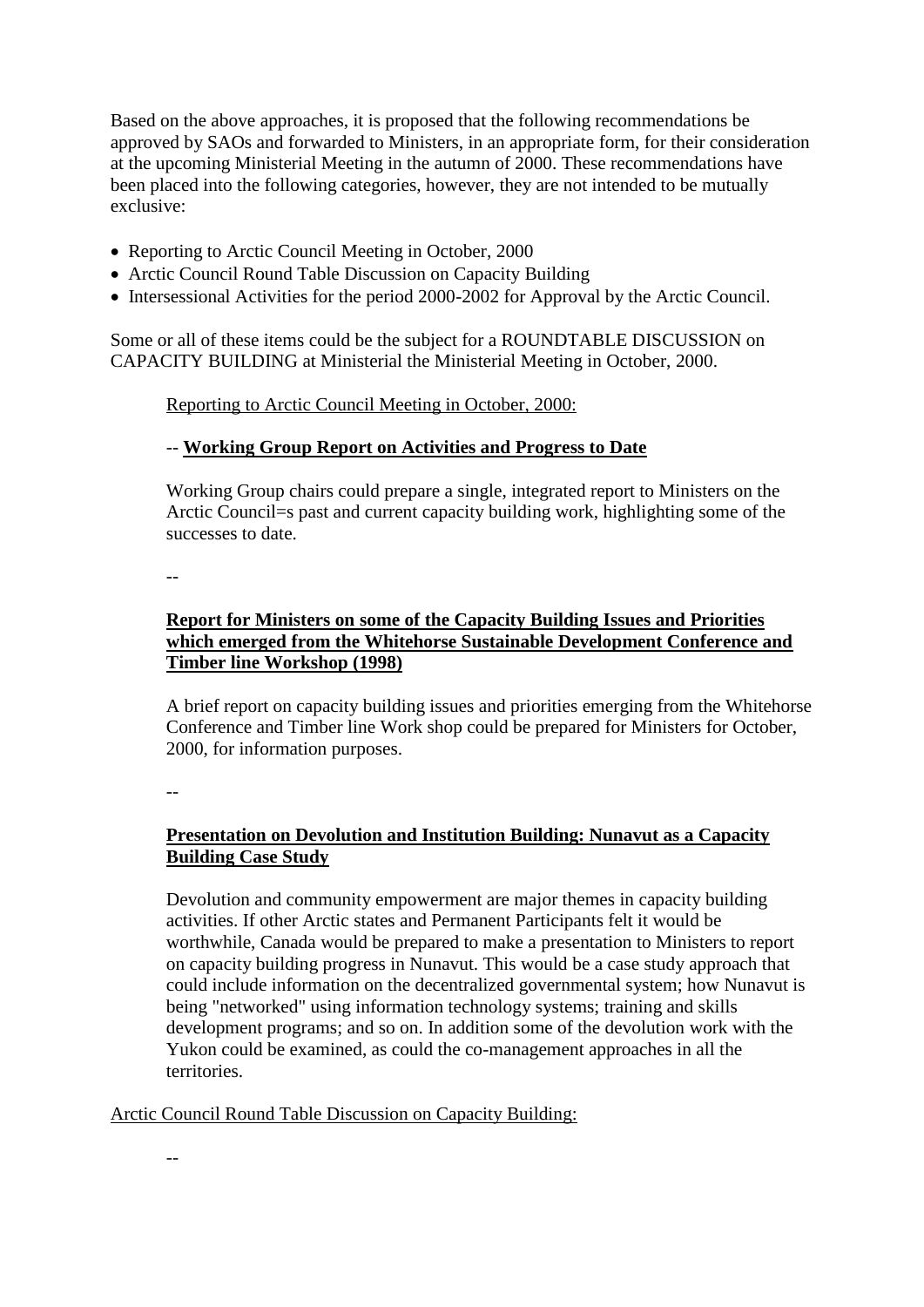Based on the above approaches, it is proposed that the following recommendations be approved by SAOs and forwarded to Ministers, in an appropriate form, for their consideration at the upcoming Ministerial Meeting in the autumn of 2000. These recommendations have been placed into the following categories, however, they are not intended to be mutually exclusive:

- Reporting to Arctic Council Meeting in October, 2000
- Arctic Council Round Table Discussion on Capacity Building
- Intersessional Activities for the period 2000-2002 for Approval by the Arctic Council.

Some or all of these items could be the subject for a ROUNDTABLE DISCUSSION on CAPACITY BUILDING at Ministerial the Ministerial Meeting in October, 2000.

Reporting to Arctic Council Meeting in October, 2000:

-- **Working Group Report on Activities and Progress to Date**

Working Group chairs could prepare a single, integrated report to Ministers on the Arctic Council=s past and current capacity building work, highlighting some of the successes to date.

--

**Report for Ministers on some of the Capacity Building Issues and Priorities which emerged from the Whitehorse Sustainable Development Conference and Timber line Workshop (1998)**

A brief report on capacity building issues and priorities emerging from the Whitehorse Conference and Timber line Work shop could be prepared for Ministers for October, 2000, for information purposes.

--

**Presentation on Devolution and Institution Building: Nunavut as a Capacity Building Case Study**

Devolution and community empowerment are major themes in capacity building activities. If other Arctic states and Permanent Participants felt it would be worthwhile, Canada would be prepared to make a presentation to Ministers to report on capacity building progress in Nunavut. This would be a case study approach that could include information on the decentralized governmental system; how Nunavut is being "networked" using information technology systems; training and skills development programs; and so on. In addition some of the devolution work with the Yukon could be examined, as could the co-management approaches in all the territories.

Arctic Council Round Table Discussion on Capacity Building:

--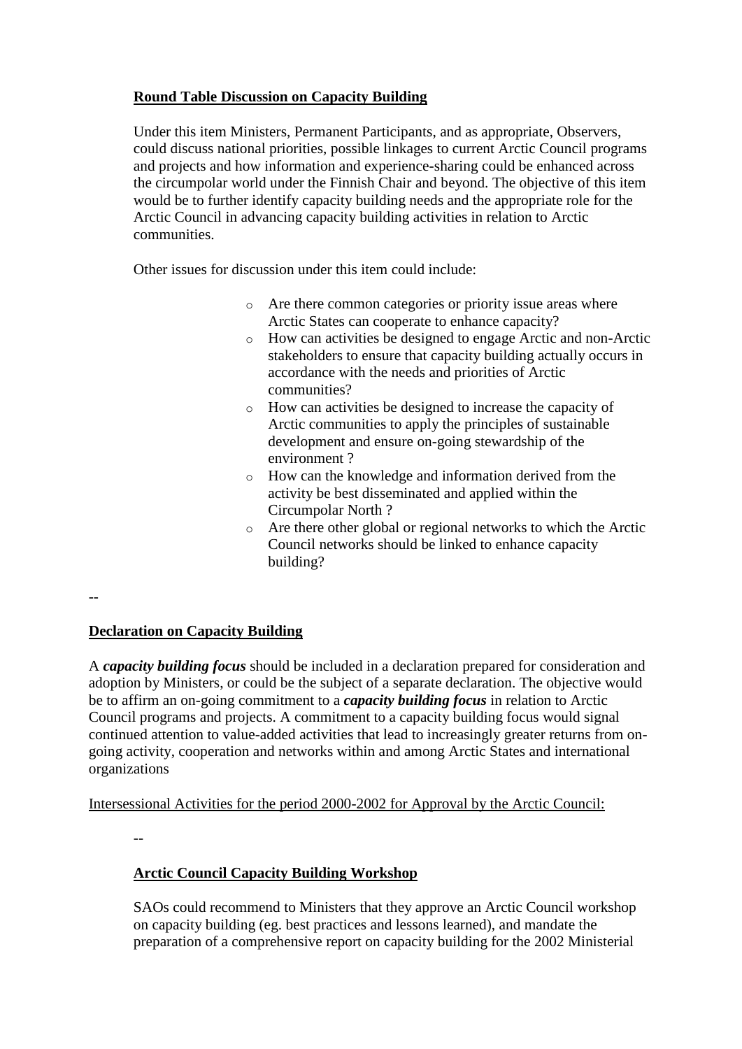**Round Table Discussion on Capacity Building**

Under this item Ministers, Permanent Participants, and as appropriate, Observers, could discuss national priorities, possible linkages to current Arctic Council programs and projects and how information and experience-sharing could be enhanced across the circumpolar world under the Finnish Chair and beyond. The objective of this item would be to further identify capacity building needs and the appropriate role for the Arctic Council in advancing capacity building activities in relation to Arctic communities.

Other issues for discussion under this item could include:

- Are there common categories or priority issue areas where Arctic States can cooperate to enhance capacity?
- How can activities be designed to engage Arctic and non-Arctic stakeholders to ensure that capacity building actually occurs in accordance with the needs and priorities of Arctic communities?
- How can activities be designed to increase the capacity of Arctic communities to apply the principles of sustainable development and ensure on-going stewardship of the environment ?
- How can the knowledge and information derived from the activity be best disseminated and applied within the Circumpolar North ?
- Are there other global or regional networks to which the Arctic Council networks should be linked to enhance capacity building?

--

**Declaration on Capacity Building**

A ***capacity building focus*** should be included in a declaration prepared for consideration and adoption by Ministers, or could be the subject of a separate declaration. The objective would be to affirm an on-going commitment to a ***capacity building focus*** in relation to Arctic Council programs and projects. A commitment to a capacity building focus would signal continued attention to value-added activities that lead to increasingly greater returns from on-going activity, cooperation and networks within and among Arctic States and international organizations

Intersessional Activities for the period 2000-2002 for Approval by the Arctic Council:

--

**Arctic Council Capacity Building Workshop**

SAOs could recommend to Ministers that they approve an Arctic Council workshop on capacity building (eg. best practices and lessons learned), and mandate the preparation of a comprehensive report on capacity building for the 2002 Ministerial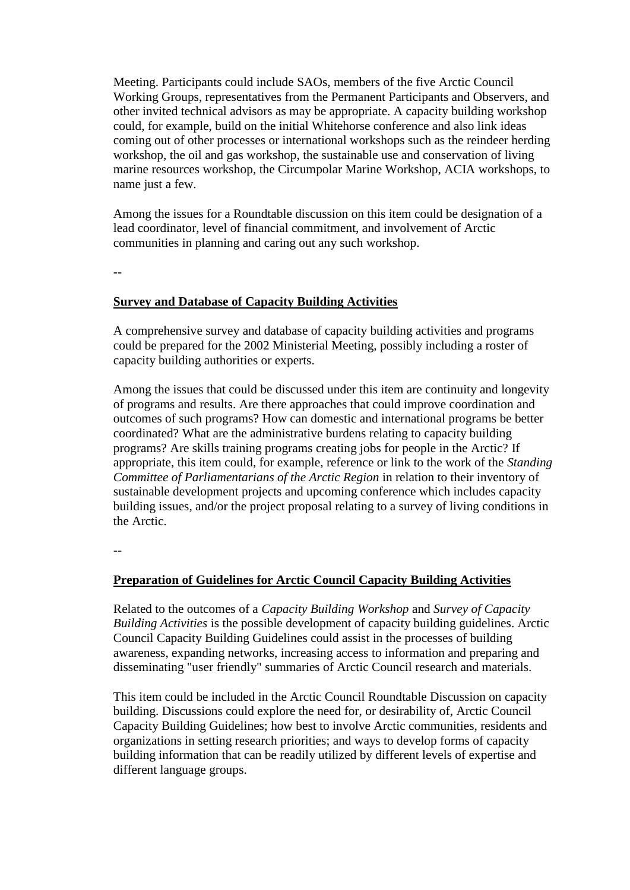Meeting. Participants could include SAOs, members of the five Arctic Council Working Groups, representatives from the Permanent Participants and Observers, and other invited technical advisors as may be appropriate. A capacity building workshop could, for example, build on the initial Whitehorse conference and also link ideas coming out of other processes or international workshops such as the reindeer herding workshop, the oil and gas workshop, the sustainable use and conservation of living marine resources workshop, the Circumpolar Marine Workshop, ACIA workshops, to name just a few.

Among the issues for a Roundtable discussion on this item could be designation of a lead coordinator, level of financial commitment, and involvement of Arctic communities in planning and caring out any such workshop.

--

**Survey and Database of Capacity Building Activities**

A comprehensive survey and database of capacity building activities and programs could be prepared for the 2002 Ministerial Meeting, possibly including a roster of capacity building authorities or experts.

Among the issues that could be discussed under this item are continuity and longevity of programs and results. Are there approaches that could improve coordination and outcomes of such programs? How can domestic and international programs be better coordinated? What are the administrative burdens relating to capacity building programs? Are skills training programs creating jobs for people in the Arctic? If appropriate, this item could, for example, reference or link to the work of the *Standing Committee of Parliamentarians of the Arctic Region* in relation to their inventory of sustainable development projects and upcoming conference which includes capacity building issues, and/or the project proposal relating to a survey of living conditions in the Arctic.

--

**Preparation of Guidelines for Arctic Council Capacity Building Activities**

Related to the outcomes of a *Capacity Building Workshop* and *Survey of Capacity Building Activities* is the possible development of capacity building guidelines. Arctic Council Capacity Building Guidelines could assist in the processes of building awareness, expanding networks, increasing access to information and preparing and disseminating "user friendly" summaries of Arctic Council research and materials.

This item could be included in the Arctic Council Roundtable Discussion on capacity building. Discussions could explore the need for, or desirability of, Arctic Council Capacity Building Guidelines; how best to involve Arctic communities, residents and organizations in setting research priorities; and ways to develop forms of capacity building information that can be readily utilized by different levels of expertise and different language groups.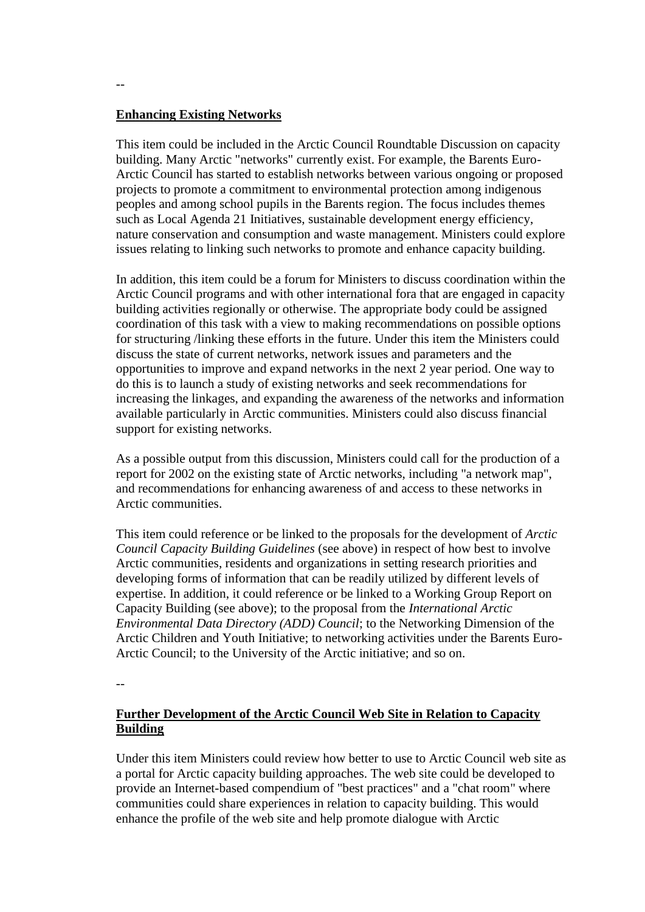--

**Enhancing Existing Networks**

This item could be included in the Arctic Council Roundtable Discussion on capacity building. Many Arctic "networks" currently exist. For example, the Barents Euro-Arctic Council has started to establish networks between various ongoing or proposed projects to promote a commitment to environmental protection among indigenous peoples and among school pupils in the Barents region. The focus includes themes such as Local Agenda 21 Initiatives, sustainable development energy efficiency, nature conservation and consumption and waste management. Ministers could explore issues relating to linking such networks to promote and enhance capacity building.

In addition, this item could be a forum for Ministers to discuss coordination within the Arctic Council programs and with other international fora that are engaged in capacity building activities regionally or otherwise. The appropriate body could be assigned coordination of this task with a view to making recommendations on possible options for structuring /linking these efforts in the future. Under this item the Ministers could discuss the state of current networks, network issues and parameters and the opportunities to improve and expand networks in the next 2 year period. One way to do this is to launch a study of existing networks and seek recommendations for increasing the linkages, and expanding the awareness of the networks and information available particularly in Arctic communities. Ministers could also discuss financial support for existing networks.

As a possible output from this discussion, Ministers could call for the production of a report for 2002 on the existing state of Arctic networks, including "a network map", and recommendations for enhancing awareness of and access to these networks in Arctic communities.

This item could reference or be linked to the proposals for the development of *Arctic Council Capacity Building Guidelines* (see above) in respect of how best to involve Arctic communities, residents and organizations in setting research priorities and developing forms of information that can be readily utilized by different levels of expertise. In addition, it could reference or be linked to a Working Group Report on Capacity Building (see above); to the proposal from the *International Arctic Environmental Data Directory (ADD) Council*; to the Networking Dimension of the Arctic Children and Youth Initiative; to networking activities under the Barents Euro-Arctic Council; to the University of the Arctic initiative; and so on.

--

**Further Development of the Arctic Council Web Site in Relation to Capacity Building**

Under this item Ministers could review how better to use to Arctic Council web site as a portal for Arctic capacity building approaches. The web site could be developed to provide an Internet-based compendium of "best practices" and a "chat room" where communities could share experiences in relation to capacity building. This would enhance the profile of the web site and help promote dialogue with Arctic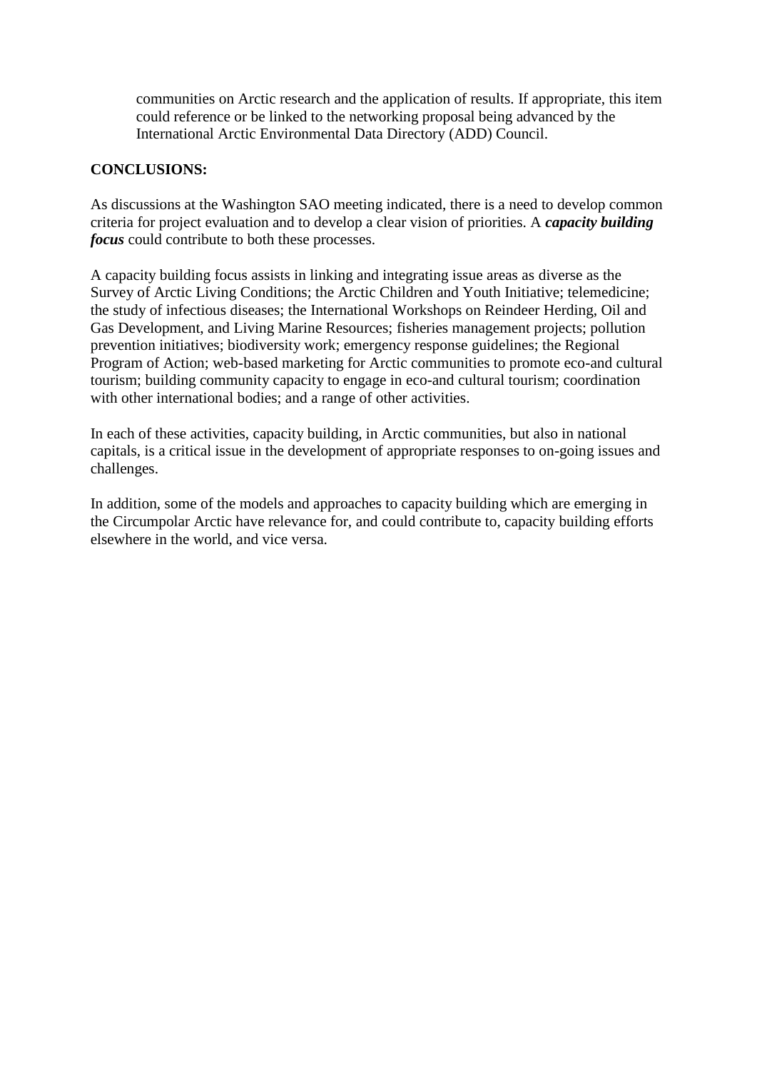communities on Arctic research and the application of results. If appropriate, this item could reference or be linked to the networking proposal being advanced by the International Arctic Environmental Data Directory (ADD) Council.

**CONCLUSIONS:**

As discussions at the Washington SAO meeting indicated, there is a need to develop common criteria for project evaluation and to develop a clear vision of priorities. A ***capacity building focus*** could contribute to both these processes.

A capacity building focus assists in linking and integrating issue areas as diverse as the Survey of Arctic Living Conditions; the Arctic Children and Youth Initiative; telemedicine; the study of infectious diseases; the International Workshops on Reindeer Herding, Oil and Gas Development, and Living Marine Resources; fisheries management projects; pollution prevention initiatives; biodiversity work; emergency response guidelines; the Regional Program of Action; web-based marketing for Arctic communities to promote eco-and cultural tourism; building community capacity to engage in eco-and cultural tourism; coordination with other international bodies; and a range of other activities.

In each of these activities, capacity building, in Arctic communities, but also in national capitals, is a critical issue in the development of appropriate responses to on-going issues and challenges.

In addition, some of the models and approaches to capacity building which are emerging in the Circumpolar Arctic have relevance for, and could contribute to, capacity building efforts elsewhere in the world, and vice versa.